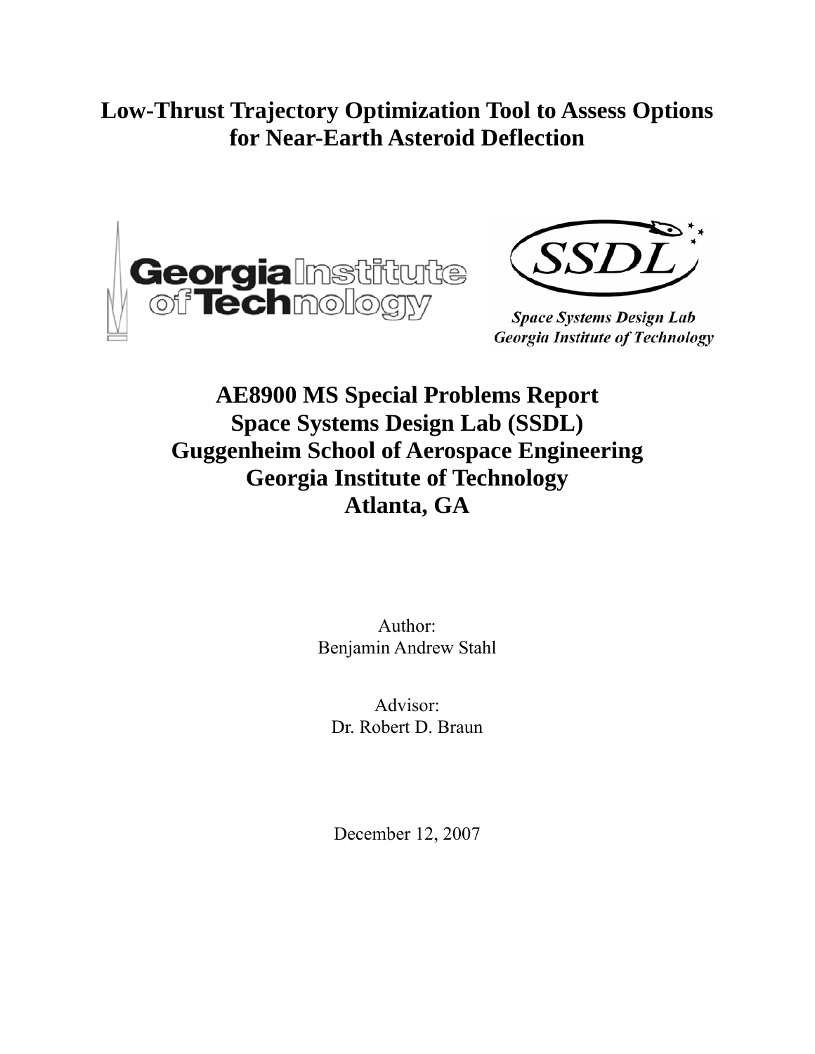# Low-Thrust Trajectory Optimization Tool to Assess Options for Near-Earth Asteroid Deflection

Georgia Institute of Technology

SSDL

*Space Systems Design Lab*
*Georgia Institute of Technology*

## AE8900 MS Special Problems Report
## Space Systems Design Lab (SSDL)
## Guggenheim School of Aerospace Engineering
## Georgia Institute of Technology
## Atlanta, GA

Author:
Benjamin Andrew Stahl

Advisor:
Dr. Robert D. Braun

December 12, 2007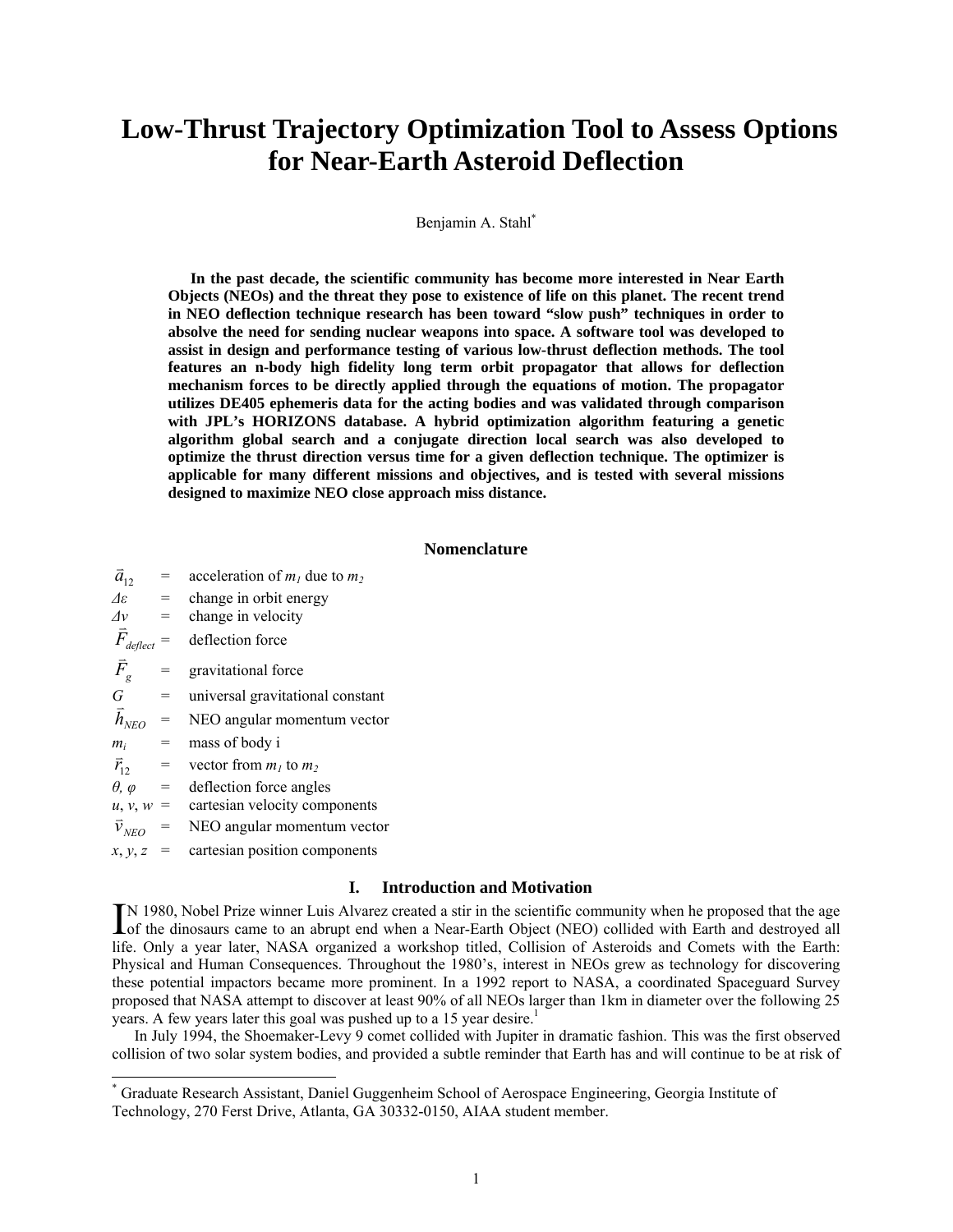# Low-Thrust Trajectory Optimization Tool to Assess Options for Near-Earth Asteroid Deflection

Benjamin A. Stahl*

**In the past decade, the scientific community has become more interested in Near Earth Objects (NEOs) and the threat they pose to existence of life on this planet. The recent trend in NEO deflection technique research has been toward "slow push" techniques in order to absolve the need for sending nuclear weapons into space. A software tool was developed to assist in design and performance testing of various low-thrust deflection methods. The tool features an n-body high fidelity long term orbit propagator that allows for deflection mechanism forces to be directly applied through the equations of motion. The propagator utilizes DE405 ephemeris data for the acting bodies and was validated through comparison with JPL's HORIZONS database. A hybrid optimization algorithm featuring a genetic algorithm global search and a conjugate direction local search was also developed to optimize the thrust direction versus time for a given deflection technique. The optimizer is applicable for many different missions and objectives, and is tested with several missions designed to maximize NEO close approach miss distance.**

## Nomenclature

$\vec{a}_{12}$ = acceleration of $m_1$ due to $m_2$
$\Delta\varepsilon$ = change in orbit energy
$\Delta v$ = change in velocity
$\vec{F}_{deflect}$ = deflection force
$\vec{F}_g$ = gravitational force
$G$ = universal gravitational constant
$\vec{h}_{NEO}$ = NEO angular momentum vector
$m_i$ = mass of body i
$\vec{r}_{12}$ = vector from $m_1$ to $m_2$
$\theta$, $\varphi$ = deflection force angles
$u$, $v$, $w$ = cartesian velocity components
$\vec{v}_{NEO}$ = NEO angular momentum vector
$x$, $y$, $z$ = cartesian position components

## I. Introduction and Motivation

IN 1980, Nobel Prize winner Luis Alvarez created a stir in the scientific community when he proposed that the age of the dinosaurs came to an abrupt end when a Near-Earth Object (NEO) collided with Earth and destroyed all life. Only a year later, NASA organized a workshop titled, Collision of Asteroids and Comets with the Earth: Physical and Human Consequences. Throughout the 1980's, interest in NEOs grew as technology for discovering these potential impactors became more prominent. In a 1992 report to NASA, a coordinated Spaceguard Survey proposed that NASA attempt to discover at least 90% of all NEOs larger than 1km in diameter over the following 25 years. A few years later this goal was pushed up to a 15 year desire.[1]

In July 1994, the Shoemaker-Levy 9 comet collided with Jupiter in dramatic fashion. This was the first observed collision of two solar system bodies, and provided a subtle reminder that Earth has and will continue to be at risk of

---

* Graduate Research Assistant, Daniel Guggenheim School of Aerospace Engineering, Georgia Institute of Technology, 270 Ferst Drive, Atlanta, GA 30332-0150, AIAA student member.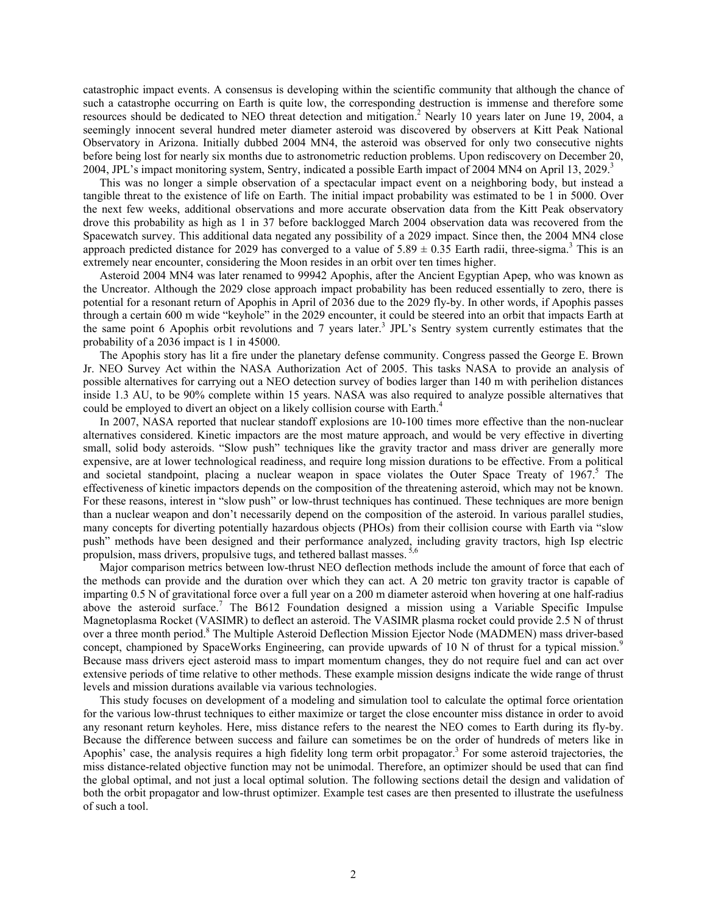catastrophic impact events. A consensus is developing within the scientific community that although the chance of such a catastrophe occurring on Earth is quite low, the corresponding destruction is immense and therefore some resources should be dedicated to NEO threat detection and mitigation.[2] Nearly 10 years later on June 19, 2004, a seemingly innocent several hundred meter diameter asteroid was discovered by observers at Kitt Peak National Observatory in Arizona. Initially dubbed 2004 MN4, the asteroid was observed for only two consecutive nights before being lost for nearly six months due to astronometric reduction problems. Upon rediscovery on December 20, 2004, JPL's impact monitoring system, Sentry, indicated a possible Earth impact of 2004 MN4 on April 13, 2029.[3]

This was no longer a simple observation of a spectacular impact event on a neighboring body, but instead a tangible threat to the existence of life on Earth. The initial impact probability was estimated to be 1 in 5000. Over the next few weeks, additional observations and more accurate observation data from the Kitt Peak observatory drove this probability as high as 1 in 37 before backlogged March 2004 observation data was recovered from the Spacewatch survey. This additional data negated any possibility of a 2029 impact. Since then, the 2004 MN4 close approach predicted distance for 2029 has converged to a value of $5.89 \pm 0.35$ Earth radii, three-sigma.[3] This is an extremely near encounter, considering the Moon resides in an orbit over ten times higher.

Asteroid 2004 MN4 was later renamed to 99942 Apophis, after the Ancient Egyptian Apep, who was known as the Uncreator. Although the 2029 close approach impact probability has been reduced essentially to zero, there is potential for a resonant return of Apophis in April of 2036 due to the 2029 fly-by. In other words, if Apophis passes through a certain 600 m wide "keyhole" in the 2029 encounter, it could be steered into an orbit that impacts Earth at the same point 6 Apophis orbit revolutions and 7 years later.[3] JPL's Sentry system currently estimates that the probability of a 2036 impact is 1 in 45000.

The Apophis story has lit a fire under the planetary defense community. Congress passed the George E. Brown Jr. NEO Survey Act within the NASA Authorization Act of 2005. This tasks NASA to provide an analysis of possible alternatives for carrying out a NEO detection survey of bodies larger than 140 m with perihelion distances inside 1.3 AU, to be 90% complete within 15 years. NASA was also required to analyze possible alternatives that could be employed to divert an object on a likely collision course with Earth.[4]

In 2007, NASA reported that nuclear standoff explosions are 10-100 times more effective than the non-nuclear alternatives considered. Kinetic impactors are the most mature approach, and would be very effective in diverting small, solid body asteroids. "Slow push" techniques like the gravity tractor and mass driver are generally more expensive, are at lower technological readiness, and require long mission durations to be effective. From a political and societal standpoint, placing a nuclear weapon in space violates the Outer Space Treaty of 1967.[5] The effectiveness of kinetic impactors depends on the composition of the threatening asteroid, which may not be known. For these reasons, interest in "slow push" or low-thrust techniques has continued. These techniques are more benign than a nuclear weapon and don't necessarily depend on the composition of the asteroid. In various parallel studies, many concepts for diverting potentially hazardous objects (PHOs) from their collision course with Earth via "slow push" methods have been designed and their performance analyzed, including gravity tractors, high Isp electric propulsion, mass drivers, propulsive tugs, and tethered ballast masses.[5,6]

Major comparison metrics between low-thrust NEO deflection methods include the amount of force that each of the methods can provide and the duration over which they can act. A 20 metric ton gravity tractor is capable of imparting 0.5 N of gravitational force over a full year on a 200 m diameter asteroid when hovering at one half-radius above the asteroid surface.[7] The B612 Foundation designed a mission using a Variable Specific Impulse Magnetoplasma Rocket (VASIMR) to deflect an asteroid. The VASIMR plasma rocket could provide 2.5 N of thrust over a three month period.[8] The Multiple Asteroid Deflection Mission Ejector Node (MADMEN) mass driver-based concept, championed by SpaceWorks Engineering, can provide upwards of 10 N of thrust for a typical mission.[9] Because mass drivers eject asteroid mass to impart momentum changes, they do not require fuel and can act over extensive periods of time relative to other methods. These example mission designs indicate the wide range of thrust levels and mission durations available via various technologies.

This study focuses on development of a modeling and simulation tool to calculate the optimal force orientation for the various low-thrust techniques to either maximize or target the close encounter miss distance in order to avoid any resonant return keyholes. Here, miss distance refers to the nearest the NEO comes to Earth during its fly-by. Because the difference between success and failure can sometimes be on the order of hundreds of meters like in Apophis' case, the analysis requires a high fidelity long term orbit propagator.[3] For some asteroid trajectories, the miss distance-related objective function may not be unimodal. Therefore, an optimizer should be used that can find the global optimal, and not just a local optimal solution. The following sections detail the design and validation of both the orbit propagator and low-thrust optimizer. Example test cases are then presented to illustrate the usefulness of such a tool.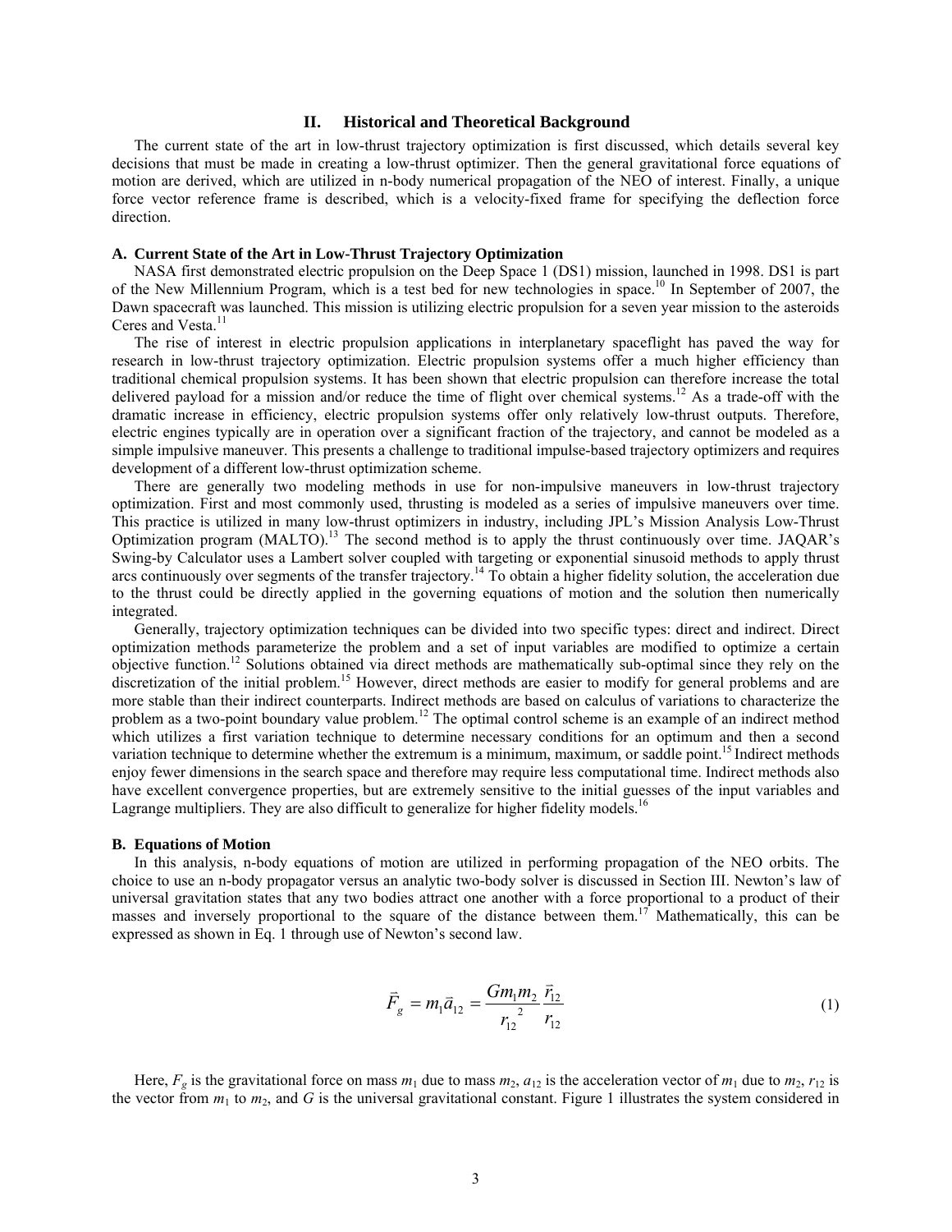## II. Historical and Theoretical Background

The current state of the art in low-thrust trajectory optimization is first discussed, which details several key decisions that must be made in creating a low-thrust optimizer. Then the general gravitational force equations of motion are derived, which are utilized in n-body numerical propagation of the NEO of interest. Finally, a unique force vector reference frame is described, which is a velocity-fixed frame for specifying the deflection force direction.

### A. Current State of the Art in Low-Thrust Trajectory Optimization

NASA first demonstrated electric propulsion on the Deep Space 1 (DS1) mission, launched in 1998. DS1 is part of the New Millennium Program, which is a test bed for new technologies in space.[10] In September of 2007, the Dawn spacecraft was launched. This mission is utilizing electric propulsion for a seven year mission to the asteroids Ceres and Vesta.[11]

The rise of interest in electric propulsion applications in interplanetary spaceflight has paved the way for research in low-thrust trajectory optimization. Electric propulsion systems offer a much higher efficiency than traditional chemical propulsion systems. It has been shown that electric propulsion can therefore increase the total delivered payload for a mission and/or reduce the time of flight over chemical systems.[12] As a trade-off with the dramatic increase in efficiency, electric propulsion systems offer only relatively low-thrust outputs. Therefore, electric engines typically are in operation over a significant fraction of the trajectory, and cannot be modeled as a simple impulsive maneuver. This presents a challenge to traditional impulse-based trajectory optimizers and requires development of a different low-thrust optimization scheme.

There are generally two modeling methods in use for non-impulsive maneuvers in low-thrust trajectory optimization. First and most commonly used, thrusting is modeled as a series of impulsive maneuvers over time. This practice is utilized in many low-thrust optimizers in industry, including JPL's Mission Analysis Low-Thrust Optimization program (MALTO).[13] The second method is to apply the thrust continuously over time. JAQAR's Swing-by Calculator uses a Lambert solver coupled with targeting or exponential sinusoid methods to apply thrust arcs continuously over segments of the transfer trajectory.[14] To obtain a higher fidelity solution, the acceleration due to the thrust could be directly applied in the governing equations of motion and the solution then numerically integrated.

Generally, trajectory optimization techniques can be divided into two specific types: direct and indirect. Direct optimization methods parameterize the problem and a set of input variables are modified to optimize a certain objective function.[12] Solutions obtained via direct methods are mathematically sub-optimal since they rely on the discretization of the initial problem.[15] However, direct methods are easier to modify for general problems and are more stable than their indirect counterparts. Indirect methods are based on calculus of variations to characterize the problem as a two-point boundary value problem.[12] The optimal control scheme is an example of an indirect method which utilizes a first variation technique to determine necessary conditions for an optimum and then a second variation technique to determine whether the extremum is a minimum, maximum, or saddle point.[15] Indirect methods enjoy fewer dimensions in the search space and therefore may require less computational time. Indirect methods also have excellent convergence properties, but are extremely sensitive to the initial guesses of the input variables and Lagrange multipliers. They are also difficult to generalize for higher fidelity models.[16]

### B. Equations of Motion

In this analysis, n-body equations of motion are utilized in performing propagation of the NEO orbits. The choice to use an n-body propagator versus an analytic two-body solver is discussed in Section III. Newton's law of universal gravitation states that any two bodies attract one another with a force proportional to a product of their masses and inversely proportional to the square of the distance between them.[17] Mathematically, this can be expressed as shown in Eq. 1 through use of Newton's second law.

$$\vec{F}_g = m_1 \vec{a}_{12} = \frac{G m_1 m_2}{{r_{12}}^2} \frac{\vec{r}_{12}}{r_{12}} \tag{1}$$

Here, $F_g$ is the gravitational force on mass $m_1$ due to mass $m_2$, $a_{12}$ is the acceleration vector of $m_1$ due to $m_2$, $r_{12}$ is the vector from $m_1$ to $m_2$, and $G$ is the universal gravitational constant. Figure 1 illustrates the system considered in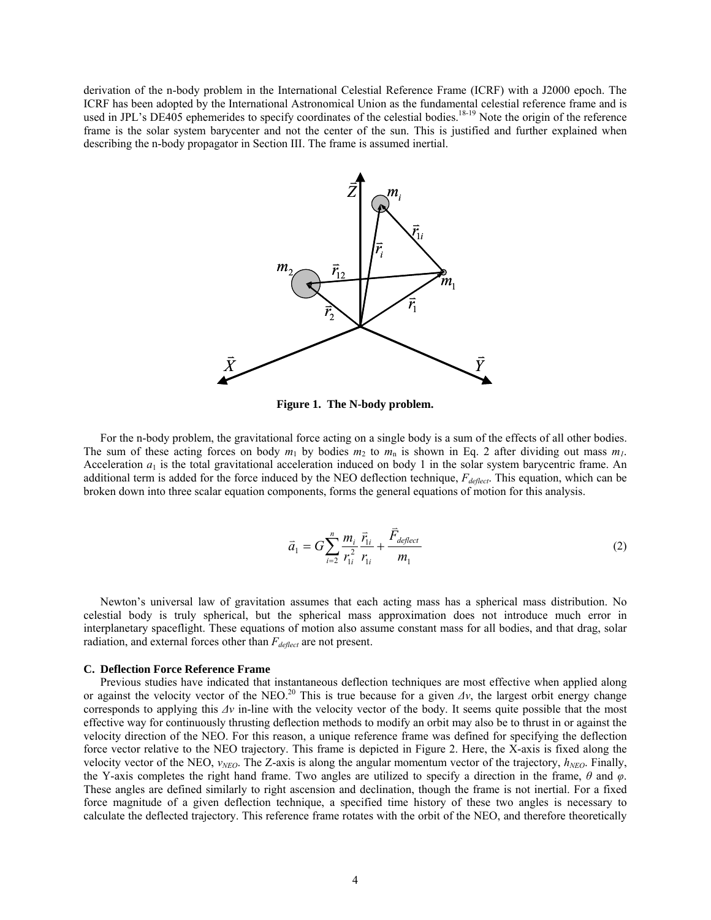derivation of the n-body problem in the International Celestial Reference Frame (ICRF) with a J2000 epoch. The ICRF has been adopted by the International Astronomical Union as the fundamental celestial reference frame and is used in JPL's DE405 ephemerides to specify coordinates of the celestial bodies.[18-19] Note the origin of the reference frame is the solar system barycenter and not the center of the sun. This is justified and further explained when describing the n-body propagator in Section III. The frame is assumed inertial.

**Figure 1. The N-body problem.**

For the n-body problem, the gravitational force acting on a single body is a sum of the effects of all other bodies. The sum of these acting forces on body $m_1$ by bodies $m_2$ to $m_n$ is shown in Eq. 2 after dividing out mass $m_1$. Acceleration $a_1$ is the total gravitational acceleration induced on body 1 in the solar system barycentric frame. An additional term is added for the force induced by the NEO deflection technique, $F_{deflect}$. This equation, which can be broken down into three scalar equation components, forms the general equations of motion for this analysis.

$$\vec{a}_1 = G\sum_{i=2}^{n} \frac{m_i}{r_{1i}^2} \frac{\vec{r}_{1i}}{r_{1i}} + \frac{\vec{F}_{deflect}}{m_1} \tag{2}$$

Newton's universal law of gravitation assumes that each acting mass has a spherical mass distribution. No celestial body is truly spherical, but the spherical mass approximation does not introduce much error in interplanetary spaceflight. These equations of motion also assume constant mass for all bodies, and that drag, solar radiation, and external forces other than $F_{deflect}$ are not present.

### C. Deflection Force Reference Frame

Previous studies have indicated that instantaneous deflection techniques are most effective when applied along or against the velocity vector of the NEO.[20] This is true because for a given $\Delta v$, the largest orbit energy change corresponds to applying this $\Delta v$ in-line with the velocity vector of the body. It seems quite possible that the most effective way for continuously thrusting deflection methods to modify an orbit may also be to thrust in or against the velocity direction of the NEO. For this reason, a unique reference frame was defined for specifying the deflection force vector relative to the NEO trajectory. This frame is depicted in Figure 2. Here, the X-axis is fixed along the velocity vector of the NEO, $v_{NEO}$. The Z-axis is along the angular momentum vector of the trajectory, $h_{NEO}$. Finally, the Y-axis completes the right hand frame. Two angles are utilized to specify a direction in the frame, $\theta$ and $\varphi$. These angles are defined similarly to right ascension and declination, though the frame is not inertial. For a fixed force magnitude of a given deflection technique, a specified time history of these two angles is necessary to calculate the deflected trajectory. This reference frame rotates with the orbit of the NEO, and therefore theoretically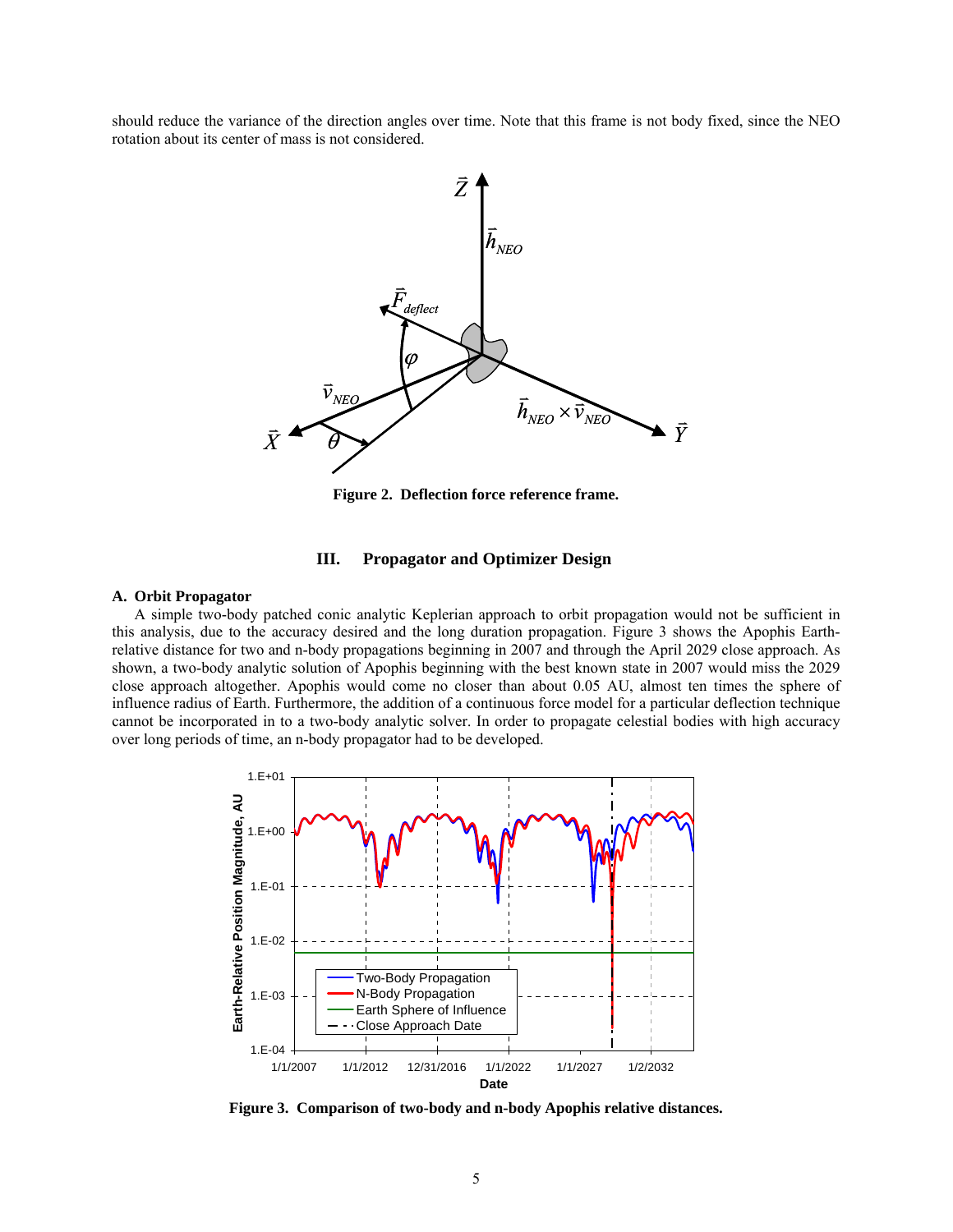should reduce the variance of the direction angles over time. Note that this frame is not body fixed, since the NEO rotation about its center of mass is not considered.

Figure 2.  Deflection force reference frame.

## III. Propagator and Optimizer Design

### A. Orbit Propagator

A simple two-body patched conic analytic Keplerian approach to orbit propagation would not be sufficient in this analysis, due to the accuracy desired and the long duration propagation. Figure 3 shows the Apophis Earth-relative distance for two and n-body propagations beginning in 2007 and through the April 2029 close approach. As shown, a two-body analytic solution of Apophis beginning with the best known state in 2007 would miss the 2029 close approach altogether. Apophis would come no closer than about 0.05 AU, almost ten times the sphere of influence radius of Earth. Furthermore, the addition of a continuous force model for a particular deflection technique cannot be incorporated in to a two-body analytic solver. In order to propagate celestial bodies with high accuracy over long periods of time, an n-body propagator had to be developed.

Figure 3.  Comparison of two-body and n-body Apophis relative distances.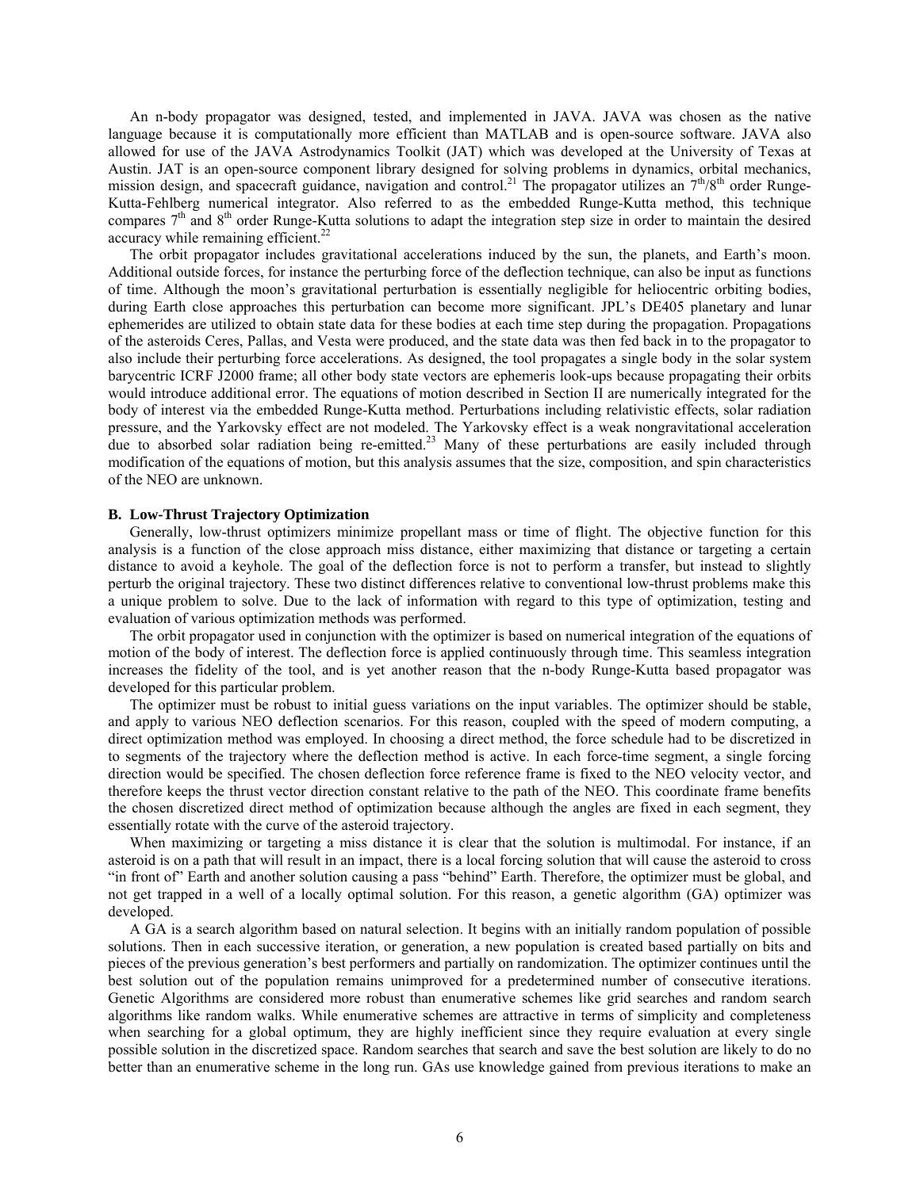An n-body propagator was designed, tested, and implemented in JAVA. JAVA was chosen as the native language because it is computationally more efficient than MATLAB and is open-source software. JAVA also allowed for use of the JAVA Astrodynamics Toolkit (JAT) which was developed at the University of Texas at Austin. JAT is an open-source component library designed for solving problems in dynamics, orbital mechanics, mission design, and spacecraft guidance, navigation and control.[21] The propagator utilizes an $7^{th}/8^{th}$ order Runge-Kutta-Fehlberg numerical integrator. Also referred to as the embedded Runge-Kutta method, this technique compares $7^{th}$ and $8^{th}$ order Runge-Kutta solutions to adapt the integration step size in order to maintain the desired accuracy while remaining efficient.[22]

The orbit propagator includes gravitational accelerations induced by the sun, the planets, and Earth's moon. Additional outside forces, for instance the perturbing force of the deflection technique, can also be input as functions of time. Although the moon's gravitational perturbation is essentially negligible for heliocentric orbiting bodies, during Earth close approaches this perturbation can become more significant. JPL's DE405 planetary and lunar ephemerides are utilized to obtain state data for these bodies at each time step during the propagation. Propagations of the asteroids Ceres, Pallas, and Vesta were produced, and the state data was then fed back in to the propagator to also include their perturbing force accelerations. As designed, the tool propagates a single body in the solar system barycentric ICRF J2000 frame; all other body state vectors are ephemeris look-ups because propagating their orbits would introduce additional error. The equations of motion described in Section II are numerically integrated for the body of interest via the embedded Runge-Kutta method. Perturbations including relativistic effects, solar radiation pressure, and the Yarkovsky effect are not modeled. The Yarkovsky effect is a weak nongravitational acceleration due to absorbed solar radiation being re-emitted.[23] Many of these perturbations are easily included through modification of the equations of motion, but this analysis assumes that the size, composition, and spin characteristics of the NEO are unknown.

### B. Low-Thrust Trajectory Optimization

Generally, low-thrust optimizers minimize propellant mass or time of flight. The objective function for this analysis is a function of the close approach miss distance, either maximizing that distance or targeting a certain distance to avoid a keyhole. The goal of the deflection force is not to perform a transfer, but instead to slightly perturb the original trajectory. These two distinct differences relative to conventional low-thrust problems make this a unique problem to solve. Due to the lack of information with regard to this type of optimization, testing and evaluation of various optimization methods was performed.

The orbit propagator used in conjunction with the optimizer is based on numerical integration of the equations of motion of the body of interest. The deflection force is applied continuously through time. This seamless integration increases the fidelity of the tool, and is yet another reason that the n-body Runge-Kutta based propagator was developed for this particular problem.

The optimizer must be robust to initial guess variations on the input variables. The optimizer should be stable, and apply to various NEO deflection scenarios. For this reason, coupled with the speed of modern computing, a direct optimization method was employed. In choosing a direct method, the force schedule had to be discretized in to segments of the trajectory where the deflection method is active. In each force-time segment, a single forcing direction would be specified. The chosen deflection force reference frame is fixed to the NEO velocity vector, and therefore keeps the thrust vector direction constant relative to the path of the NEO. This coordinate frame benefits the chosen discretized direct method of optimization because although the angles are fixed in each segment, they essentially rotate with the curve of the asteroid trajectory.

When maximizing or targeting a miss distance it is clear that the solution is multimodal. For instance, if an asteroid is on a path that will result in an impact, there is a local forcing solution that will cause the asteroid to cross "in front of" Earth and another solution causing a pass "behind" Earth. Therefore, the optimizer must be global, and not get trapped in a well of a locally optimal solution. For this reason, a genetic algorithm (GA) optimizer was developed.

A GA is a search algorithm based on natural selection. It begins with an initially random population of possible solutions. Then in each successive iteration, or generation, a new population is created based partially on bits and pieces of the previous generation's best performers and partially on randomization. The optimizer continues until the best solution out of the population remains unimproved for a predetermined number of consecutive iterations. Genetic Algorithms are considered more robust than enumerative schemes like grid searches and random search algorithms like random walks. While enumerative schemes are attractive in terms of simplicity and completeness when searching for a global optimum, they are highly inefficient since they require evaluation at every single possible solution in the discretized space. Random searches that search and save the best solution are likely to do no better than an enumerative scheme in the long run. GAs use knowledge gained from previous iterations to make an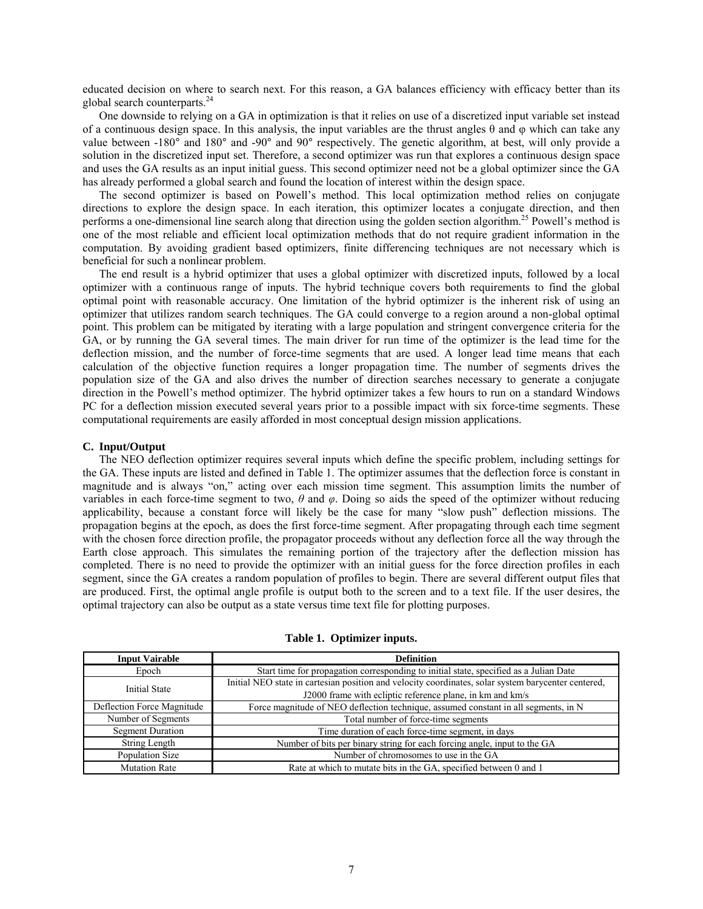educated decision on where to search next. For this reason, a GA balances efficiency with efficacy better than its global search counterparts.[24]

One downside to relying on a GA in optimization is that it relies on use of a discretized input variable set instead of a continuous design space. In this analysis, the input variables are the thrust angles θ and φ which can take any value between -180° and 180° and -90° and 90° respectively. The genetic algorithm, at best, will only provide a solution in the discretized input set. Therefore, a second optimizer was run that explores a continuous design space and uses the GA results as an input initial guess. This second optimizer need not be a global optimizer since the GA has already performed a global search and found the location of interest within the design space.

The second optimizer is based on Powell's method. This local optimization method relies on conjugate directions to explore the design space. In each iteration, this optimizer locates a conjugate direction, and then performs a one-dimensional line search along that direction using the golden section algorithm.[25] Powell's method is one of the most reliable and efficient local optimization methods that do not require gradient information in the computation. By avoiding gradient based optimizers, finite differencing techniques are not necessary which is beneficial for such a nonlinear problem.

The end result is a hybrid optimizer that uses a global optimizer with discretized inputs, followed by a local optimizer with a continuous range of inputs. The hybrid technique covers both requirements to find the global optimal point with reasonable accuracy. One limitation of the hybrid optimizer is the inherent risk of using an optimizer that utilizes random search techniques. The GA could converge to a region around a non-global optimal point. This problem can be mitigated by iterating with a large population and stringent convergence criteria for the GA, or by running the GA several times. The main driver for run time of the optimizer is the lead time for the deflection mission, and the number of force-time segments that are used. A longer lead time means that each calculation of the objective function requires a longer propagation time. The number of segments drives the population size of the GA and also drives the number of direction searches necessary to generate a conjugate direction in the Powell's method optimizer. The hybrid optimizer takes a few hours to run on a standard Windows PC for a deflection mission executed several years prior to a possible impact with six force-time segments. These computational requirements are easily afforded in most conceptual design mission applications.

### C. Input/Output

The NEO deflection optimizer requires several inputs which define the specific problem, including settings for the GA. These inputs are listed and defined in Table 1. The optimizer assumes that the deflection force is constant in magnitude and is always "on," acting over each mission time segment. This assumption limits the number of variables in each force-time segment to two, $\theta$ and $\varphi$. Doing so aids the speed of the optimizer without reducing applicability, because a constant force will likely be the case for many "slow push" deflection missions. The propagation begins at the epoch, as does the first force-time segment. After propagating through each time segment with the chosen force direction profile, the propagator proceeds without any deflection force all the way through the Earth close approach. This simulates the remaining portion of the trajectory after the deflection mission has completed. There is no need to provide the optimizer with an initial guess for the force direction profiles in each segment, since the GA creates a random population of profiles to begin. There are several different output files that are produced. First, the optimal angle profile is output both to the screen and to a text file. If the user desires, the optimal trajectory can also be output as a state versus time text file for plotting purposes.

**Table 1. Optimizer inputs.**

| Input Vairable | Definition |
|---|---|
| Epoch | Start time for propagation corresponding to initial state, specified as a Julian Date |
| Initial State | Initial NEO state in cartesian position and velocity coordinates, solar system barycenter centered, J2000 frame with ecliptic reference plane, in km and km/s |
| Deflection Force Magnitude | Force magnitude of NEO deflection technique, assumed constant in all segments, in N |
| Number of Segments | Total number of force-time segments |
| Segment Duration | Time duration of each force-time segment, in days |
| String Length | Number of bits per binary string for each forcing angle, input to the GA |
| Population Size | Number of chromosomes to use in the GA |
| Mutation Rate | Rate at which to mutate bits in the GA, specified between 0 and 1 |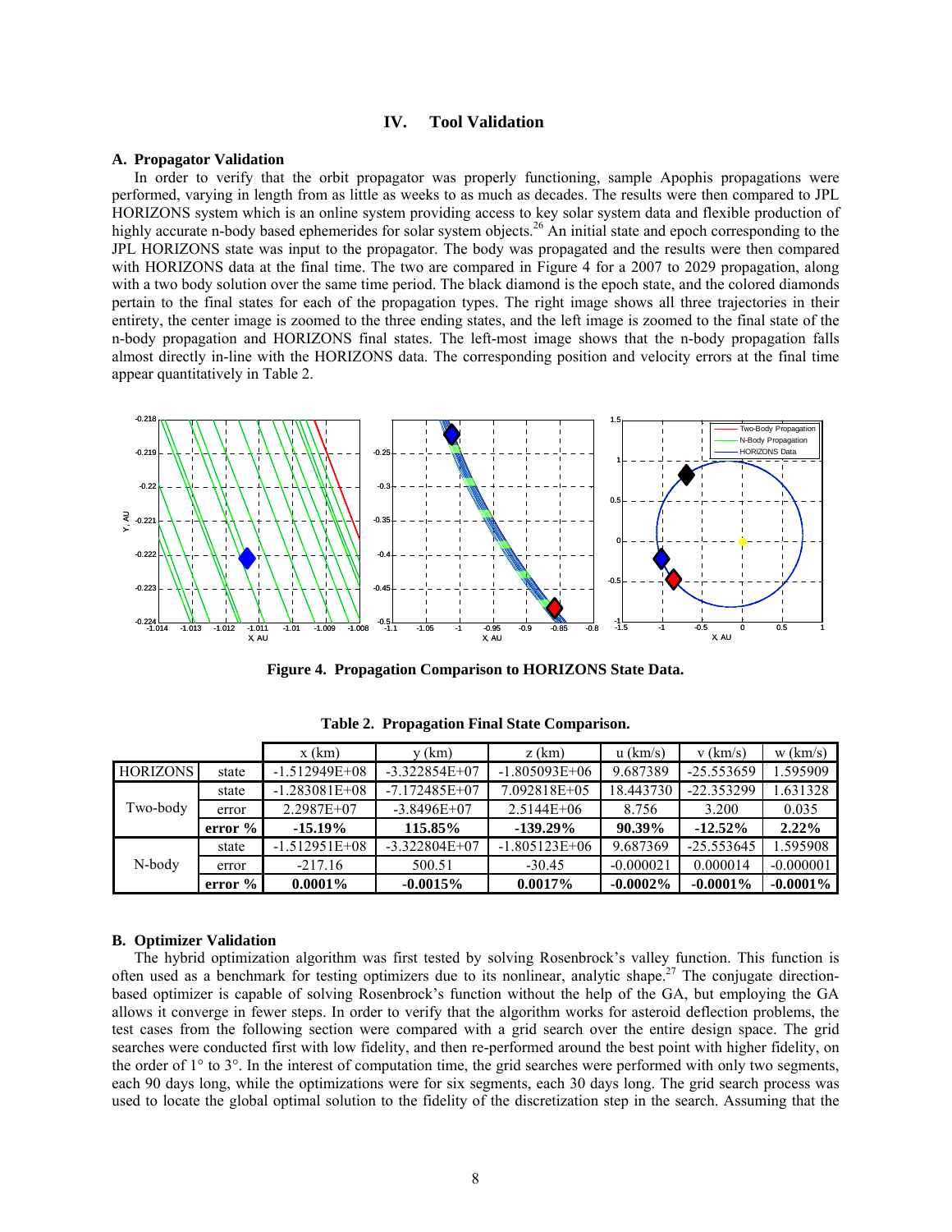## IV. Tool Validation

### A. Propagator Validation

In order to verify that the orbit propagator was properly functioning, sample Apophis propagations were performed, varying in length from as little as weeks to as much as decades. The results were then compared to JPL HORIZONS system which is an online system providing access to key solar system data and flexible production of highly accurate n-body based ephemerides for solar system objects.[26] An initial state and epoch corresponding to the JPL HORIZONS state was input to the propagator. The body was propagated and the results were then compared with HORIZONS data at the final time. The two are compared in Figure 4 for a 2007 to 2029 propagation, along with a two body solution over the same time period. The black diamond is the epoch state, and the colored diamonds pertain to the final states for each of the propagation types. The right image shows all three trajectories in their entirety, the center image is zoomed to the three ending states, and the left image is zoomed to the final state of the n-body propagation and HORIZONS final states. The left-most image shows that the n-body propagation falls almost directly in-line with the HORIZONS data. The corresponding position and velocity errors at the final time appear quantitatively in Table 2.

**Figure 4. Propagation Comparison to HORIZONS State Data.**

**Table 2. Propagation Final State Comparison.**

| | | x (km) | y (km) | z (km) | u (km/s) | v (km/s) | w (km/s) |
|---|---|---|---|---|---|---|---|
| HORIZONS | state | -1.512949E+08 | -3.322854E+07 | -1.805093E+06 | 9.687389 | -25.553659 | 1.595909 |
| Two-body | state | -1.283081E+08 | -7.172485E+07 | 7.092818E+05 | 18.443730 | -22.353299 | 1.631328 |
| | error | 2.2987E+07 | -3.8496E+07 | 2.5144E+06 | 8.756 | 3.200 | 0.035 |
| | **error %** | **-15.19%** | **115.85%** | **-139.29%** | **90.39%** | **-12.52%** | **2.22%** |
| N-body | state | -1.512951E+08 | -3.322804E+07 | -1.805123E+06 | 9.687369 | -25.553645 | 1.595908 |
| | error | -217.16 | 500.51 | -30.45 | -0.000021 | 0.000014 | -0.000001 |
| | **error %** | **0.0001%** | **-0.0015%** | **0.0017%** | **-0.0002%** | **-0.0001%** | **-0.0001%** |

### B. Optimizer Validation

The hybrid optimization algorithm was first tested by solving Rosenbrock's valley function. This function is often used as a benchmark for testing optimizers due to its nonlinear, analytic shape.[27] The conjugate direction-based optimizer is capable of solving Rosenbrock's function without the help of the GA, but employing the GA allows it converge in fewer steps. In order to verify that the algorithm works for asteroid deflection problems, the test cases from the following section were compared with a grid search over the entire design space. The grid searches were conducted first with low fidelity, and then re-performed around the best point with higher fidelity, on the order of 1° to 3°. In the interest of computation time, the grid searches were performed with only two segments, each 90 days long, while the optimizations were for six segments, each 30 days long. The grid search process was used to locate the global optimal solution to the fidelity of the discretization step in the search. Assuming that the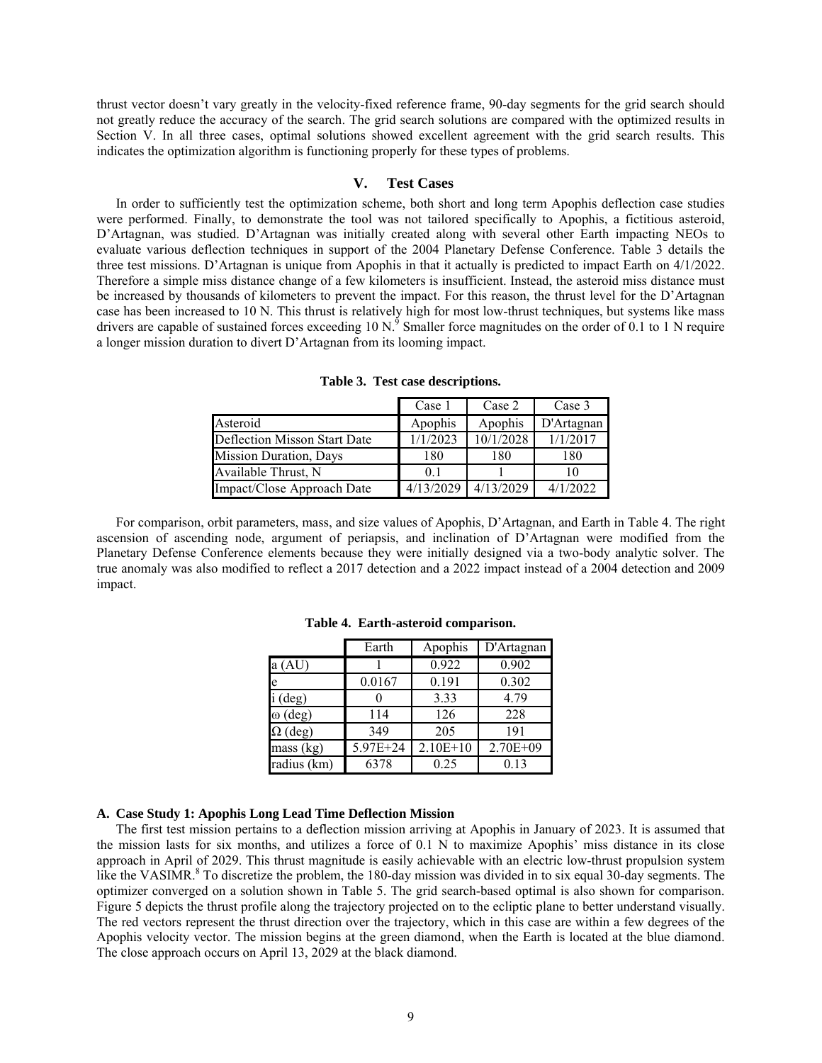thrust vector doesn't vary greatly in the velocity-fixed reference frame, 90-day segments for the grid search should not greatly reduce the accuracy of the search. The grid search solutions are compared with the optimized results in Section V. In all three cases, optimal solutions showed excellent agreement with the grid search results. This indicates the optimization algorithm is functioning properly for these types of problems.

## V. Test Cases

In order to sufficiently test the optimization scheme, both short and long term Apophis deflection case studies were performed. Finally, to demonstrate the tool was not tailored specifically to Apophis, a fictitious asteroid, D'Artagnan, was studied. D'Artagnan was initially created along with several other Earth impacting NEOs to evaluate various deflection techniques in support of the 2004 Planetary Defense Conference. Table 3 details the three test missions. D'Artagnan is unique from Apophis in that it actually is predicted to impact Earth on 4/1/2022. Therefore a simple miss distance change of a few kilometers is insufficient. Instead, the asteroid miss distance must be increased by thousands of kilometers to prevent the impact. For this reason, the thrust level for the D'Artagnan case has been increased to 10 N. This thrust is relatively high for most low-thrust techniques, but systems like mass drivers are capable of sustained forces exceeding 10 N.[9] Smaller force magnitudes on the order of 0.1 to 1 N require a longer mission duration to divert D'Artagnan from its looming impact.

**Table 3. Test case descriptions.**

| | Case 1 | Case 2 | Case 3 |
|---|---|---|---|
| Asteroid | Apophis | Apophis | D'Artagnan |
| Deflection Misson Start Date | 1/1/2023 | 10/1/2028 | 1/1/2017 |
| Mission Duration, Days | 180 | 180 | 180 |
| Available Thrust, N | 0.1 | 1 | 10 |
| Impact/Close Approach Date | 4/13/2029 | 4/13/2029 | 4/1/2022 |

For comparison, orbit parameters, mass, and size values of Apophis, D'Artagnan, and Earth in Table 4. The right ascension of ascending node, argument of periapsis, and inclination of D'Artagnan were modified from the Planetary Defense Conference elements because they were initially designed via a two-body analytic solver. The true anomaly was also modified to reflect a 2017 detection and a 2022 impact instead of a 2004 detection and 2009 impact.

**Table 4. Earth-asteroid comparison.**

| | Earth | Apophis | D'Artagnan |
|---|---|---|---|
| a (AU) | 1 | 0.922 | 0.902 |
| e | 0.0167 | 0.191 | 0.302 |
| i (deg) | 0 | 3.33 | 4.79 |
| ω (deg) | 114 | 126 | 228 |
| Ω (deg) | 349 | 205 | 191 |
| mass (kg) | 5.97E+24 | 2.10E+10 | 2.70E+09 |
| radius (km) | 6378 | 0.25 | 0.13 |

### A. Case Study 1: Apophis Long Lead Time Deflection Mission

The first test mission pertains to a deflection mission arriving at Apophis in January of 2023. It is assumed that the mission lasts for six months, and utilizes a force of 0.1 N to maximize Apophis' miss distance in its close approach in April of 2029. This thrust magnitude is easily achievable with an electric low-thrust propulsion system like the VASIMR.[8] To discretize the problem, the 180-day mission was divided in to six equal 30-day segments. The optimizer converged on a solution shown in Table 5. The grid search-based optimal is also shown for comparison. Figure 5 depicts the thrust profile along the trajectory projected on to the ecliptic plane to better understand visually. The red vectors represent the thrust direction over the trajectory, which in this case are within a few degrees of the Apophis velocity vector. The mission begins at the green diamond, when the Earth is located at the blue diamond. The close approach occurs on April 13, 2029 at the black diamond.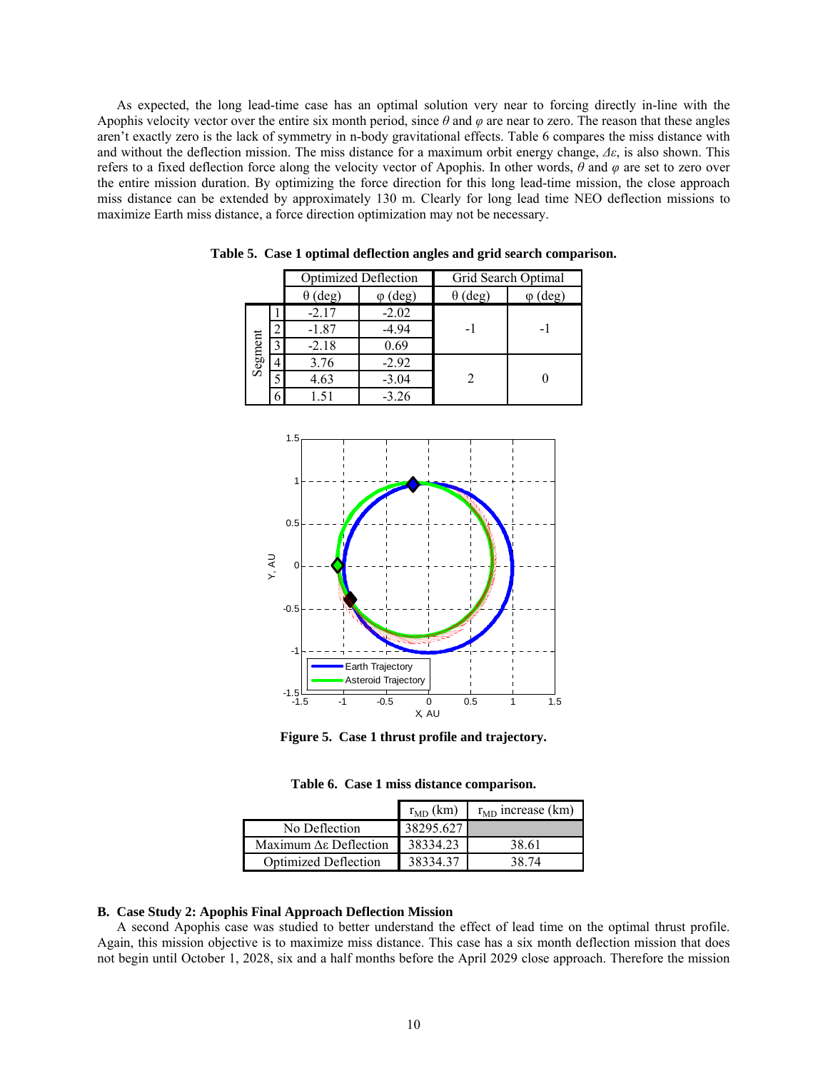As expected, the long lead-time case has an optimal solution very near to forcing directly in-line with the Apophis velocity vector over the entire six month period, since $\theta$ and $\varphi$ are near to zero. The reason that these angles aren't exactly zero is the lack of symmetry in n-body gravitational effects. Table 6 compares the miss distance with and without the deflection mission. The miss distance for a maximum orbit energy change, $\Delta\varepsilon$, is also shown. This refers to a fixed deflection force along the velocity vector of Apophis. In other words, $\theta$ and $\varphi$ are set to zero over the entire mission duration. By optimizing the force direction for this long lead-time mission, the close approach miss distance can be extended by approximately 130 m. Clearly for long lead time NEO deflection missions to maximize Earth miss distance, a force direction optimization may not be necessary.

**Table 5. Case 1 optimal deflection angles and grid search comparison.**

| | | Optimized Deflection | | Grid Search Optimal | |
|---|---|---|---|---|---|
| | | θ (deg) | φ (deg) | θ (deg) | φ (deg) |
| Segment | 1 | -2.17 | -2.02 | -1 | -1 |
| | 2 | -1.87 | -4.94 | | |
| | 3 | -2.18 | 0.69 | | |
| | 4 | 3.76 | -2.92 | 2 | 0 |
| | 5 | 4.63 | -3.04 | | |
| | 6 | 1.51 | -3.26 | | |

**Figure 5. Case 1 thrust profile and trajectory.**

**Table 6. Case 1 miss distance comparison.**

| | $r_{MD}$ (km) | $r_{MD}$ increase (km) |
|---|---|---|
| No Deflection | 38295.627 | |
| Maximum Δε Deflection | 38334.23 | 38.61 |
| Optimized Deflection | 38334.37 | 38.74 |

### B. Case Study 2: Apophis Final Approach Deflection Mission

A second Apophis case was studied to better understand the effect of lead time on the optimal thrust profile. Again, this mission objective is to maximize miss distance. This case has a six month deflection mission that does not begin until October 1, 2028, six and a half months before the April 2029 close approach. Therefore the mission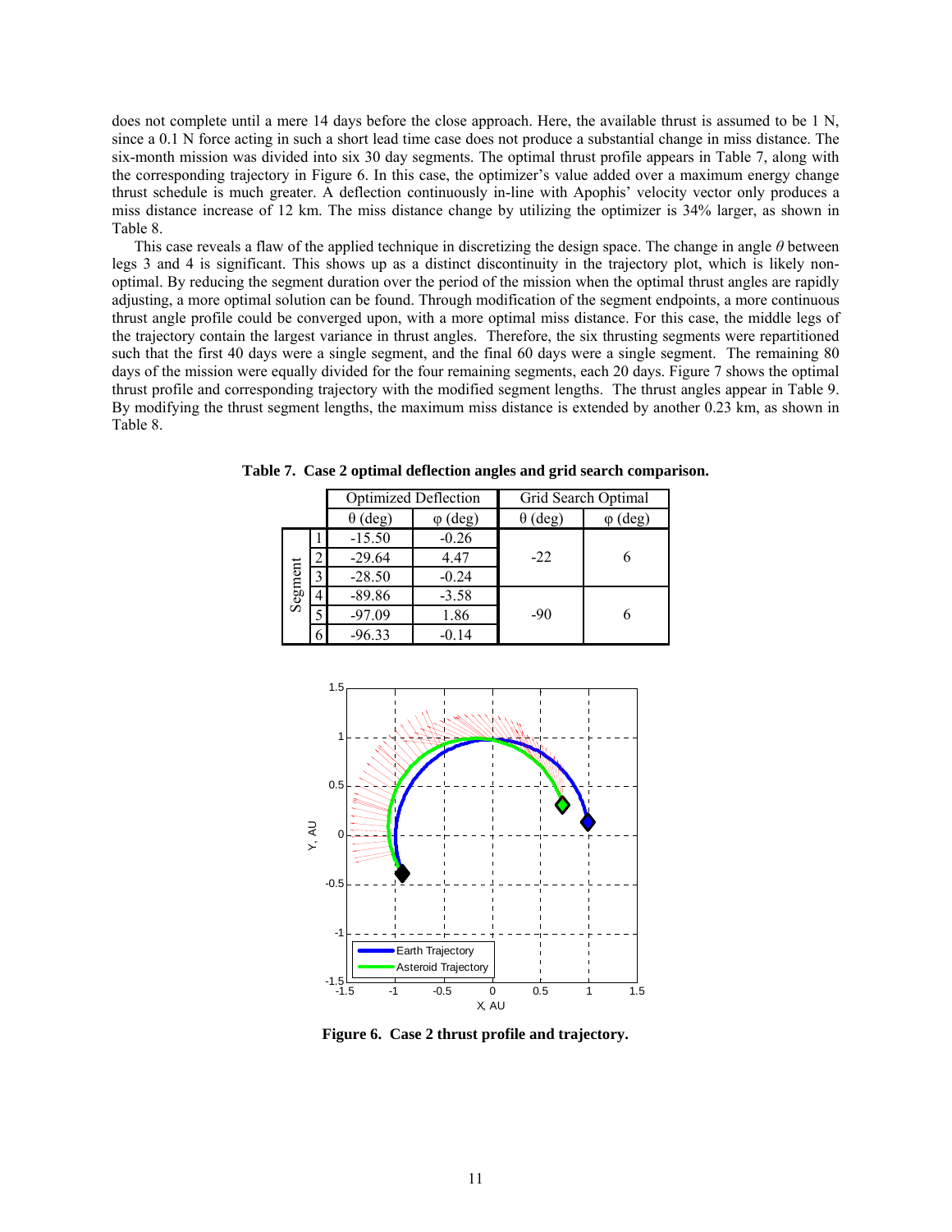does not complete until a mere 14 days before the close approach. Here, the available thrust is assumed to be 1 N, since a 0.1 N force acting in such a short lead time case does not produce a substantial change in miss distance. The six-month mission was divided into six 30 day segments. The optimal thrust profile appears in Table 7, along with the corresponding trajectory in Figure 6. In this case, the optimizer's value added over a maximum energy change thrust schedule is much greater. A deflection continuously in-line with Apophis' velocity vector only produces a miss distance increase of 12 km. The miss distance change by utilizing the optimizer is 34% larger, as shown in Table 8.

This case reveals a flaw of the applied technique in discretizing the design space. The change in angle $\theta$ between legs 3 and 4 is significant. This shows up as a distinct discontinuity in the trajectory plot, which is likely non-optimal. By reducing the segment duration over the period of the mission when the optimal thrust angles are rapidly adjusting, a more optimal solution can be found. Through modification of the segment endpoints, a more continuous thrust angle profile could be converged upon, with a more optimal miss distance. For this case, the middle legs of the trajectory contain the largest variance in thrust angles. Therefore, the six thrusting segments were repartitioned such that the first 40 days were a single segment, and the final 60 days were a single segment. The remaining 80 days of the mission were equally divided for the four remaining segments, each 20 days. Figure 7 shows the optimal thrust profile and corresponding trajectory with the modified segment lengths. The thrust angles appear in Table 9. By modifying the thrust segment lengths, the maximum miss distance is extended by another 0.23 km, as shown in Table 8.

**Table 7. Case 2 optimal deflection angles and grid search comparison.**

| | | Optimized Deflection | | Grid Search Optimal | |
|---|---|---|---|---|---|
| | | $\theta$ (deg) | $\varphi$ (deg) | $\theta$ (deg) | $\varphi$ (deg) |
| Segment | 1 | -15.50 | -0.26 | -22 | 6 |
| | 2 | -29.64 | 4.47 | | |
| | 3 | -28.50 | -0.24 | | |
| | 4 | -89.86 | -3.58 | -90 | 6 |
| | 5 | -97.09 | 1.86 | | |
| | 6 | -96.33 | -0.14 | | |

**Figure 6. Case 2 thrust profile and trajectory.**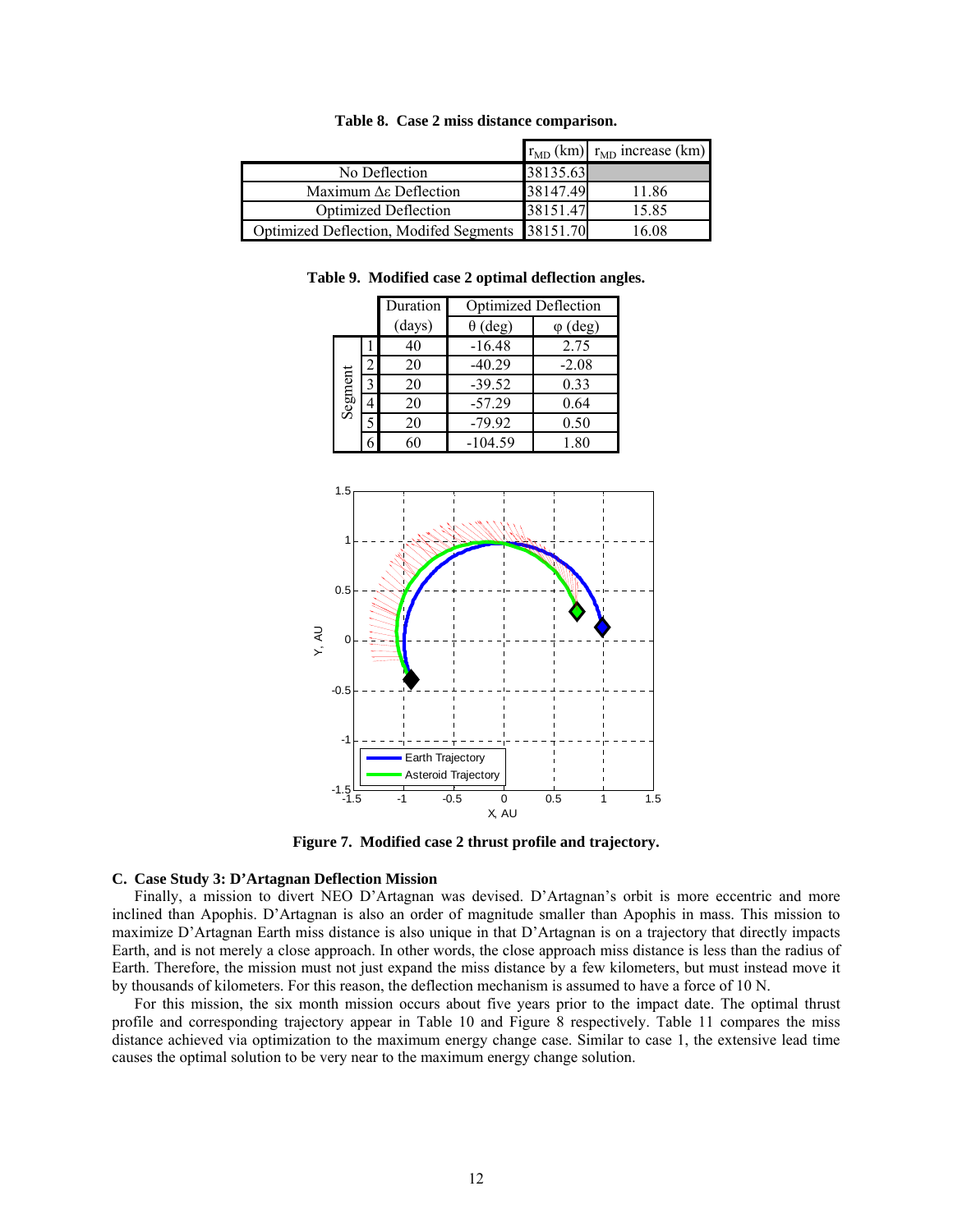**Table 8. Case 2 miss distance comparison.**

| | $r_{MD}$ (km) | $r_{MD}$ increase (km) |
|---|---|---|
| No Deflection | 38135.63 | |
| Maximum $\Delta\varepsilon$ Deflection | 38147.49 | 11.86 |
| Optimized Deflection | 38151.47 | 15.85 |
| Optimized Deflection, Modifed Segments | 38151.70 | 16.08 |

**Table 9. Modified case 2 optimal deflection angles.**

| | | Duration | Optimized Deflection | |
|---|---|---|---|---|
| | | (days) | $\theta$ (deg) | $\varphi$ (deg) |
| Segment | 1 | 40 | -16.48 | 2.75 |
| | 2 | 20 | -40.29 | -2.08 |
| | 3 | 20 | -39.52 | 0.33 |
| | 4 | 20 | -57.29 | 0.64 |
| | 5 | 20 | -79.92 | 0.50 |
| | 6 | 60 | -104.59 | 1.80 |

**Figure 7. Modified case 2 thrust profile and trajectory.**

### C. Case Study 3: D'Artagnan Deflection Mission

Finally, a mission to divert NEO D'Artagnan was devised. D'Artagnan's orbit is more eccentric and more inclined than Apophis. D'Artagnan is also an order of magnitude smaller than Apophis in mass. This mission to maximize D'Artagnan Earth miss distance is also unique in that D'Artagnan is on a trajectory that directly impacts Earth, and is not merely a close approach. In other words, the close approach miss distance is less than the radius of Earth. Therefore, the mission must not just expand the miss distance by a few kilometers, but must instead move it by thousands of kilometers. For this reason, the deflection mechanism is assumed to have a force of 10 N.

For this mission, the six month mission occurs about five years prior to the impact date. The optimal thrust profile and corresponding trajectory appear in Table 10 and Figure 8 respectively. Table 11 compares the miss distance achieved via optimization to the maximum energy change case. Similar to case 1, the extensive lead time causes the optimal solution to be very near to the maximum energy change solution.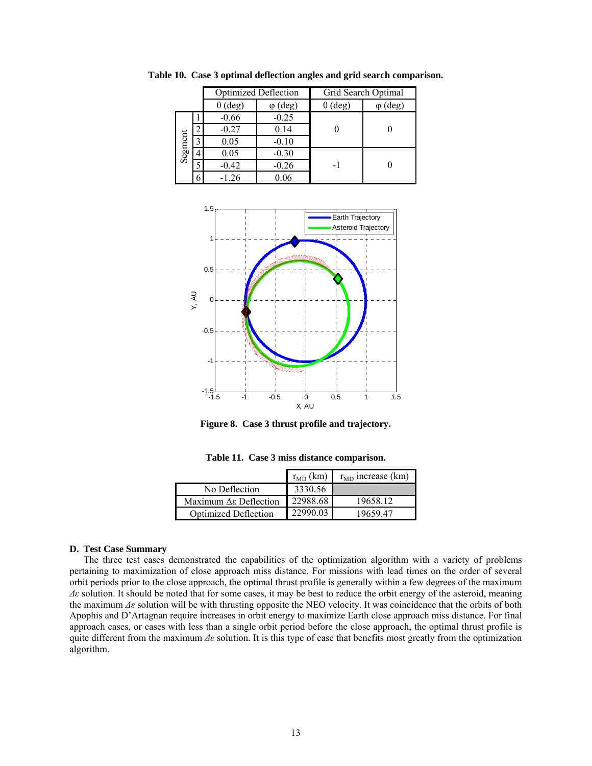**Table 10. Case 3 optimal deflection angles and grid search comparison.**

| Segment | Optimized Deflection θ (deg) | Optimized Deflection φ (deg) | Grid Search Optimal θ (deg) | Grid Search Optimal φ (deg) |
|---|---|---|---|---|
| 1 | -0.66 | -0.25 | 0 | 0 |
| 2 | -0.27 | 0.14 | | |
| 3 | 0.05 | -0.10 | | |
| 4 | 0.05 | -0.30 | -1 | 0 |
| 5 | -0.42 | -0.26 | | |
| 6 | -1.26 | 0.06 | | |

**Figure 8. Case 3 thrust profile and trajectory.**

**Table 11. Case 3 miss distance comparison.**

| | $r_{MD}$ (km) | $r_{MD}$ increase (km) |
|---|---|---|
| No Deflection | 3330.56 | |
| Maximum Δε Deflection | 22988.68 | 19658.12 |
| Optimized Deflection | 22990.03 | 19659.47 |

### D. Test Case Summary

The three test cases demonstrated the capabilities of the optimization algorithm with a variety of problems pertaining to maximization of close approach miss distance. For missions with lead times on the order of several orbit periods prior to the close approach, the optimal thrust profile is generally within a few degrees of the maximum $\Delta\varepsilon$ solution. It should be noted that for some cases, it may be best to reduce the orbit energy of the asteroid, meaning the maximum $\Delta\varepsilon$ solution will be with thrusting opposite the NEO velocity. It was coincidence that the orbits of both Apophis and D'Artagnan require increases in orbit energy to maximize Earth close approach miss distance. For final approach cases, or cases with less than a single orbit period before the close approach, the optimal thrust profile is quite different from the maximum $\Delta\varepsilon$ solution. It is this type of case that benefits most greatly from the optimization algorithm.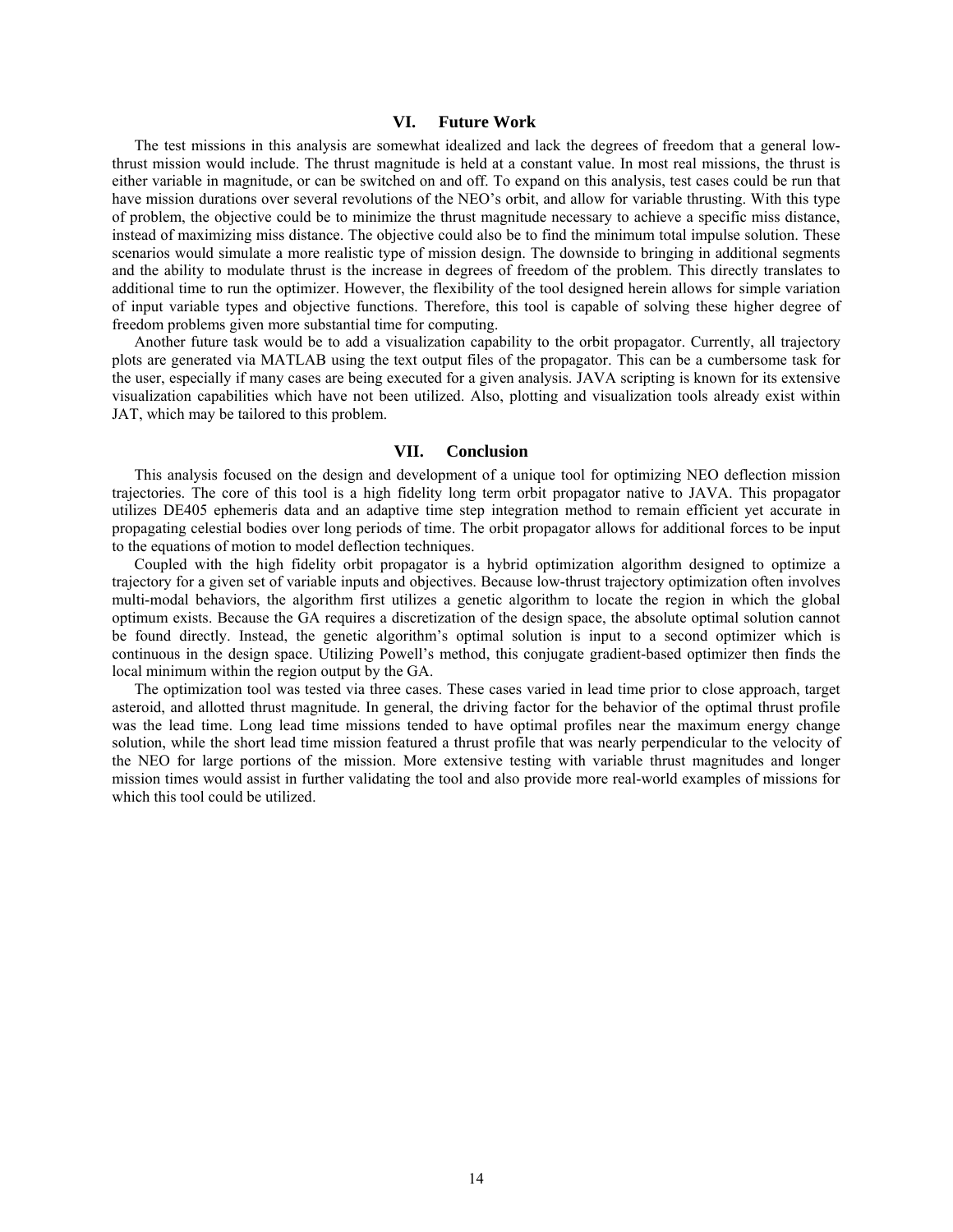## VI. Future Work

The test missions in this analysis are somewhat idealized and lack the degrees of freedom that a general low-thrust mission would include. The thrust magnitude is held at a constant value. In most real missions, the thrust is either variable in magnitude, or can be switched on and off. To expand on this analysis, test cases could be run that have mission durations over several revolutions of the NEO's orbit, and allow for variable thrusting. With this type of problem, the objective could be to minimize the thrust magnitude necessary to achieve a specific miss distance, instead of maximizing miss distance. The objective could also be to find the minimum total impulse solution. These scenarios would simulate a more realistic type of mission design. The downside to bringing in additional segments and the ability to modulate thrust is the increase in degrees of freedom of the problem. This directly translates to additional time to run the optimizer. However, the flexibility of the tool designed herein allows for simple variation of input variable types and objective functions. Therefore, this tool is capable of solving these higher degree of freedom problems given more substantial time for computing.

Another future task would be to add a visualization capability to the orbit propagator. Currently, all trajectory plots are generated via MATLAB using the text output files of the propagator. This can be a cumbersome task for the user, especially if many cases are being executed for a given analysis. JAVA scripting is known for its extensive visualization capabilities which have not been utilized. Also, plotting and visualization tools already exist within JAT, which may be tailored to this problem.

## VII. Conclusion

This analysis focused on the design and development of a unique tool for optimizing NEO deflection mission trajectories. The core of this tool is a high fidelity long term orbit propagator native to JAVA. This propagator utilizes DE405 ephemeris data and an adaptive time step integration method to remain efficient yet accurate in propagating celestial bodies over long periods of time. The orbit propagator allows for additional forces to be input to the equations of motion to model deflection techniques.

Coupled with the high fidelity orbit propagator is a hybrid optimization algorithm designed to optimize a trajectory for a given set of variable inputs and objectives. Because low-thrust trajectory optimization often involves multi-modal behaviors, the algorithm first utilizes a genetic algorithm to locate the region in which the global optimum exists. Because the GA requires a discretization of the design space, the absolute optimal solution cannot be found directly. Instead, the genetic algorithm's optimal solution is input to a second optimizer which is continuous in the design space. Utilizing Powell's method, this conjugate gradient-based optimizer then finds the local minimum within the region output by the GA.

The optimization tool was tested via three cases. These cases varied in lead time prior to close approach, target asteroid, and allotted thrust magnitude. In general, the driving factor for the behavior of the optimal thrust profile was the lead time. Long lead time missions tended to have optimal profiles near the maximum energy change solution, while the short lead time mission featured a thrust profile that was nearly perpendicular to the velocity of the NEO for large portions of the mission. More extensive testing with variable thrust magnitudes and longer mission times would assist in further validating the tool and also provide more real-world examples of missions for which this tool could be utilized.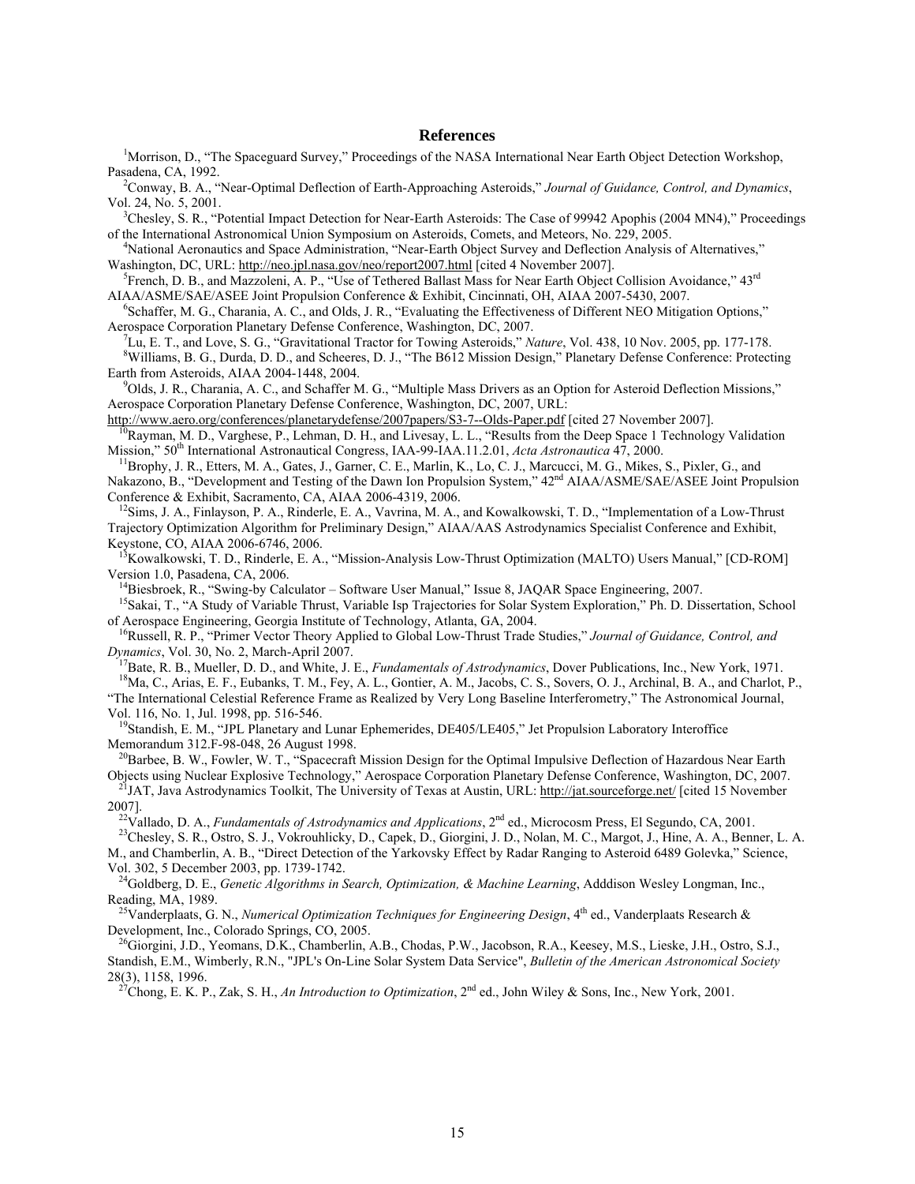# References

[1]Morrison, D., "The Spaceguard Survey," Proceedings of the NASA International Near Earth Object Detection Workshop, Pasadena, CA, 1992.

[2]Conway, B. A., "Near-Optimal Deflection of Earth-Approaching Asteroids," *Journal of Guidance, Control, and Dynamics*, Vol. 24, No. 5, 2001.

[3]Chesley, S. R., "Potential Impact Detection for Near-Earth Asteroids: The Case of 99942 Apophis (2004 MN4)," Proceedings of the International Astronomical Union Symposium on Asteroids, Comets, and Meteors, No. 229, 2005.

[4]National Aeronautics and Space Administration, "Near-Earth Object Survey and Deflection Analysis of Alternatives," Washington, DC, URL: http://neo.jpl.nasa.gov/neo/report2007.html [cited 4 November 2007].

[5]French, D. B., and Mazzoleni, A. P., "Use of Tethered Ballast Mass for Near Earth Object Collision Avoidance," 43rd AIAA/ASME/SAE/ASEE Joint Propulsion Conference & Exhibit, Cincinnati, OH, AIAA 2007-5430, 2007.

[6]Schaffer, M. G., Charania, A. C., and Olds, J. R., "Evaluating the Effectiveness of Different NEO Mitigation Options," Aerospace Corporation Planetary Defense Conference, Washington, DC, 2007.

[7]Lu, E. T., and Love, S. G., "Gravitational Tractor for Towing Asteroids," *Nature*, Vol. 438, 10 Nov. 2005, pp. 177-178.

[8]Williams, B. G., Durda, D. D., and Scheeres, D. J., "The B612 Mission Design," Planetary Defense Conference: Protecting Earth from Asteroids, AIAA 2004-1448, 2004.

[9]Olds, J. R., Charania, A. C., and Schaffer M. G., "Multiple Mass Drivers as an Option for Asteroid Deflection Missions," Aerospace Corporation Planetary Defense Conference, Washington, DC, 2007, URL: http://www.aero.org/conferences/planetarydefense/2007papers/S3-7--Olds-Paper.pdf [cited 27 November 2007].

[10]Rayman, M. D., Varghese, P., Lehman, D. H., and Livesay, L. L., "Results from the Deep Space 1 Technology Validation Mission," 50th International Astronautical Congress, IAA-99-IAA.11.2.01, *Acta Astronautica* 47, 2000.

[11]Brophy, J. R., Etters, M. A., Gates, J., Garner, C. E., Marlin, K., Lo, C. J., Marcucci, M. G., Mikes, S., Pixler, G., and Nakazono, B., "Development and Testing of the Dawn Ion Propulsion System," 42nd AIAA/ASME/SAE/ASEE Joint Propulsion Conference & Exhibit, Sacramento, CA, AIAA 2006-4319, 2006.

[12]Sims, J. A., Finlayson, P. A., Rinderle, E. A., Vavrina, M. A., and Kowalkowski, T. D., "Implementation of a Low-Thrust Trajectory Optimization Algorithm for Preliminary Design," AIAA/AAS Astrodynamics Specialist Conference and Exhibit, Keystone, CO, AIAA 2006-6746, 2006.

[13]Kowalkowski, T. D., Rinderle, E. A., "Mission-Analysis Low-Thrust Optimization (MALTO) Users Manual," [CD-ROM] Version 1.0, Pasadena, CA, 2006.

[14]Biesbroek, R., "Swing-by Calculator – Software User Manual," Issue 8, JAQAR Space Engineering, 2007.

[15]Sakai, T., "A Study of Variable Thrust, Variable Isp Trajectories for Solar System Exploration," Ph. D. Dissertation, School of Aerospace Engineering, Georgia Institute of Technology, Atlanta, GA, 2004.

[16]Russell, R. P., "Primer Vector Theory Applied to Global Low-Thrust Trade Studies," *Journal of Guidance, Control, and Dynamics*, Vol. 30, No. 2, March-April 2007.

[17]Bate, R. B., Mueller, D. D., and White, J. E., *Fundamentals of Astrodynamics*, Dover Publications, Inc., New York, 1971.

[18]Ma, C., Arias, E. F., Eubanks, T. M., Fey, A. L., Gontier, A. M., Jacobs, C. S., Sovers, O. J., Archinal, B. A., and Charlot, P., "The International Celestial Reference Frame as Realized by Very Long Baseline Interferometry," The Astronomical Journal, Vol. 116, No. 1, Jul. 1998, pp. 516-546.

[19]Standish, E. M., "JPL Planetary and Lunar Ephemerides, DE405/LE405," Jet Propulsion Laboratory Interoffice Memorandum 312.F-98-048, 26 August 1998.

[20]Barbee, B. W., Fowler, W. T., "Spacecraft Mission Design for the Optimal Impulsive Deflection of Hazardous Near Earth Objects using Nuclear Explosive Technology," Aerospace Corporation Planetary Defense Conference, Washington, DC, 2007.

[21]JAT, Java Astrodynamics Toolkit, The University of Texas at Austin, URL: http://jat.sourceforge.net/ [cited 15 November 2007].

[22]Vallado, D. A., *Fundamentals of Astrodynamics and Applications*, 2nd ed., Microcosm Press, El Segundo, CA, 2001.

[23]Chesley, S. R., Ostro, S. J., Vokrouhlicky, D., Capek, D., Giorgini, J. D., Nolan, M. C., Margot, J., Hine, A. A., Benner, L. A. M., and Chamberlin, A. B., "Direct Detection of the Yarkovsky Effect by Radar Ranging to Asteroid 6489 Golevka," Science, Vol. 302, 5 December 2003, pp. 1739-1742.

[24]Goldberg, D. E., *Genetic Algorithms in Search, Optimization, & Machine Learning*, Adddison Wesley Longman, Inc., Reading, MA, 1989.

[25]Vanderplaats, G. N., *Numerical Optimization Techniques for Engineering Design*, 4th ed., Vanderplaats Research & Development, Inc., Colorado Springs, CO, 2005.

[26]Giorgini, J.D., Yeomans, D.K., Chamberlin, A.B., Chodas, P.W., Jacobson, R.A., Keesey, M.S., Lieske, J.H., Ostro, S.J., Standish, E.M., Wimberly, R.N., "JPL's On-Line Solar System Data Service", *Bulletin of the American Astronomical Society* 28(3), 1158, 1996.

[27]Chong, E. K. P., Zak, S. H., *An Introduction to Optimization*, 2nd ed., John Wiley & Sons, Inc., New York, 2001.